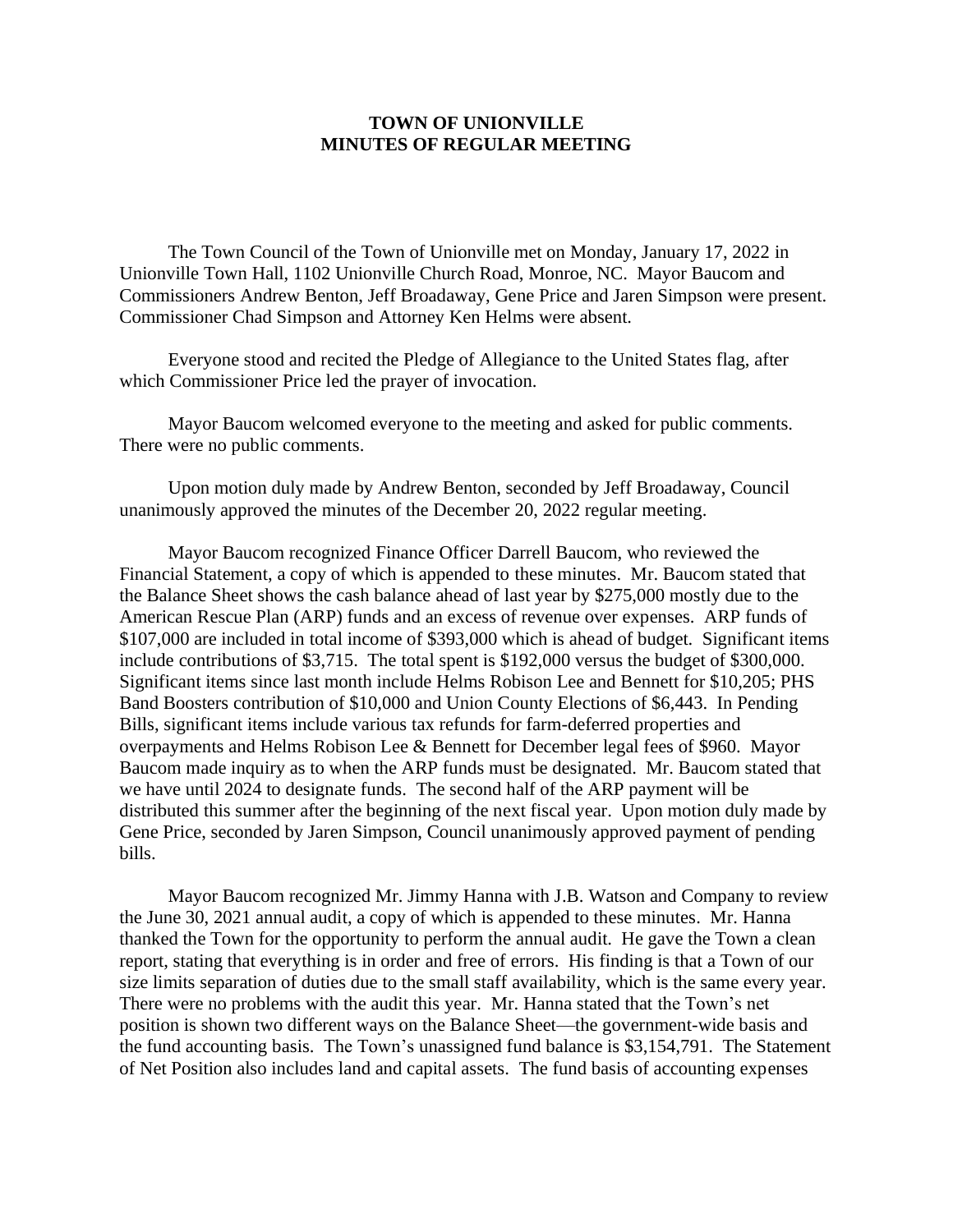# TOWN OF UNIONVILLE
# MINUTES OF REGULAR MEETING

The Town Council of the Town of Unionville met on Monday, January 17, 2022 in Unionville Town Hall, 1102 Unionville Church Road, Monroe, NC. Mayor Baucom and Commissioners Andrew Benton, Jeff Broadaway, Gene Price and Jaren Simpson were present. Commissioner Chad Simpson and Attorney Ken Helms were absent.

Everyone stood and recited the Pledge of Allegiance to the United States flag, after which Commissioner Price led the prayer of invocation.

Mayor Baucom welcomed everyone to the meeting and asked for public comments. There were no public comments.

Upon motion duly made by Andrew Benton, seconded by Jeff Broadaway, Council unanimously approved the minutes of the December 20, 2022 regular meeting.

Mayor Baucom recognized Finance Officer Darrell Baucom, who reviewed the Financial Statement, a copy of which is appended to these minutes. Mr. Baucom stated that the Balance Sheet shows the cash balance ahead of last year by $275,000 mostly due to the American Rescue Plan (ARP) funds and an excess of revenue over expenses. ARP funds of $107,000 are included in total income of $393,000 which is ahead of budget. Significant items include contributions of $3,715. The total spent is $192,000 versus the budget of $300,000. Significant items since last month include Helms Robison Lee and Bennett for $10,205; PHS Band Boosters contribution of $10,000 and Union County Elections of $6,443. In Pending Bills, significant items include various tax refunds for farm-deferred properties and overpayments and Helms Robison Lee & Bennett for December legal fees of $960. Mayor Baucom made inquiry as to when the ARP funds must be designated. Mr. Baucom stated that we have until 2024 to designate funds. The second half of the ARP payment will be distributed this summer after the beginning of the next fiscal year. Upon motion duly made by Gene Price, seconded by Jaren Simpson, Council unanimously approved payment of pending bills.

Mayor Baucom recognized Mr. Jimmy Hanna with J.B. Watson and Company to review the June 30, 2021 annual audit, a copy of which is appended to these minutes. Mr. Hanna thanked the Town for the opportunity to perform the annual audit. He gave the Town a clean report, stating that everything is in order and free of errors. His finding is that a Town of our size limits separation of duties due to the small staff availability, which is the same every year. There were no problems with the audit this year. Mr. Hanna stated that the Town's net position is shown two different ways on the Balance Sheet—the government-wide basis and the fund accounting basis. The Town's unassigned fund balance is $3,154,791. The Statement of Net Position also includes land and capital assets. The fund basis of accounting expenses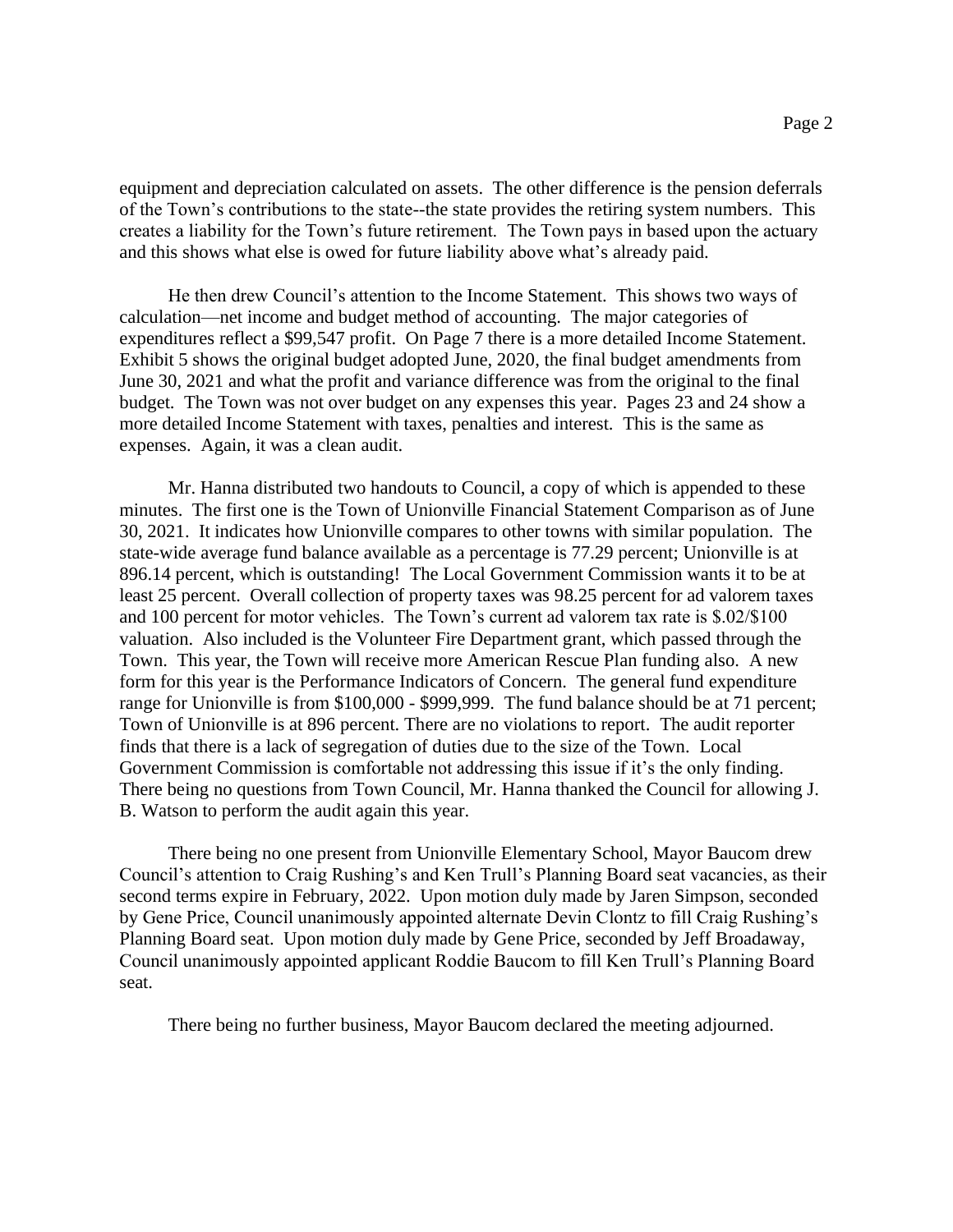equipment and depreciation calculated on assets. The other difference is the pension deferrals of the Town's contributions to the state--the state provides the retiring system numbers. This creates a liability for the Town's future retirement. The Town pays in based upon the actuary and this shows what else is owed for future liability above what's already paid.

He then drew Council's attention to the Income Statement. This shows two ways of calculation—net income and budget method of accounting. The major categories of expenditures reflect a $99,547 profit. On Page 7 there is a more detailed Income Statement. Exhibit 5 shows the original budget adopted June, 2020, the final budget amendments from June 30, 2021 and what the profit and variance difference was from the original to the final budget. The Town was not over budget on any expenses this year. Pages 23 and 24 show a more detailed Income Statement with taxes, penalties and interest. This is the same as expenses. Again, it was a clean audit.

Mr. Hanna distributed two handouts to Council, a copy of which is appended to these minutes. The first one is the Town of Unionville Financial Statement Comparison as of June 30, 2021. It indicates how Unionville compares to other towns with similar population. The state-wide average fund balance available as a percentage is 77.29 percent; Unionville is at 896.14 percent, which is outstanding! The Local Government Commission wants it to be at least 25 percent. Overall collection of property taxes was 98.25 percent for ad valorem taxes and 100 percent for motor vehicles. The Town's current ad valorem tax rate is $.02/$100 valuation. Also included is the Volunteer Fire Department grant, which passed through the Town. This year, the Town will receive more American Rescue Plan funding also. A new form for this year is the Performance Indicators of Concern. The general fund expenditure range for Unionville is from $100,000 - $999,999. The fund balance should be at 71 percent; Town of Unionville is at 896 percent. There are no violations to report. The audit reporter finds that there is a lack of segregation of duties due to the size of the Town. Local Government Commission is comfortable not addressing this issue if it's the only finding. There being no questions from Town Council, Mr. Hanna thanked the Council for allowing J. B. Watson to perform the audit again this year.

There being no one present from Unionville Elementary School, Mayor Baucom drew Council's attention to Craig Rushing's and Ken Trull's Planning Board seat vacancies, as their second terms expire in February, 2022. Upon motion duly made by Jaren Simpson, seconded by Gene Price, Council unanimously appointed alternate Devin Clontz to fill Craig Rushing's Planning Board seat. Upon motion duly made by Gene Price, seconded by Jeff Broadaway, Council unanimously appointed applicant Roddie Baucom to fill Ken Trull's Planning Board seat.

There being no further business, Mayor Baucom declared the meeting adjourned.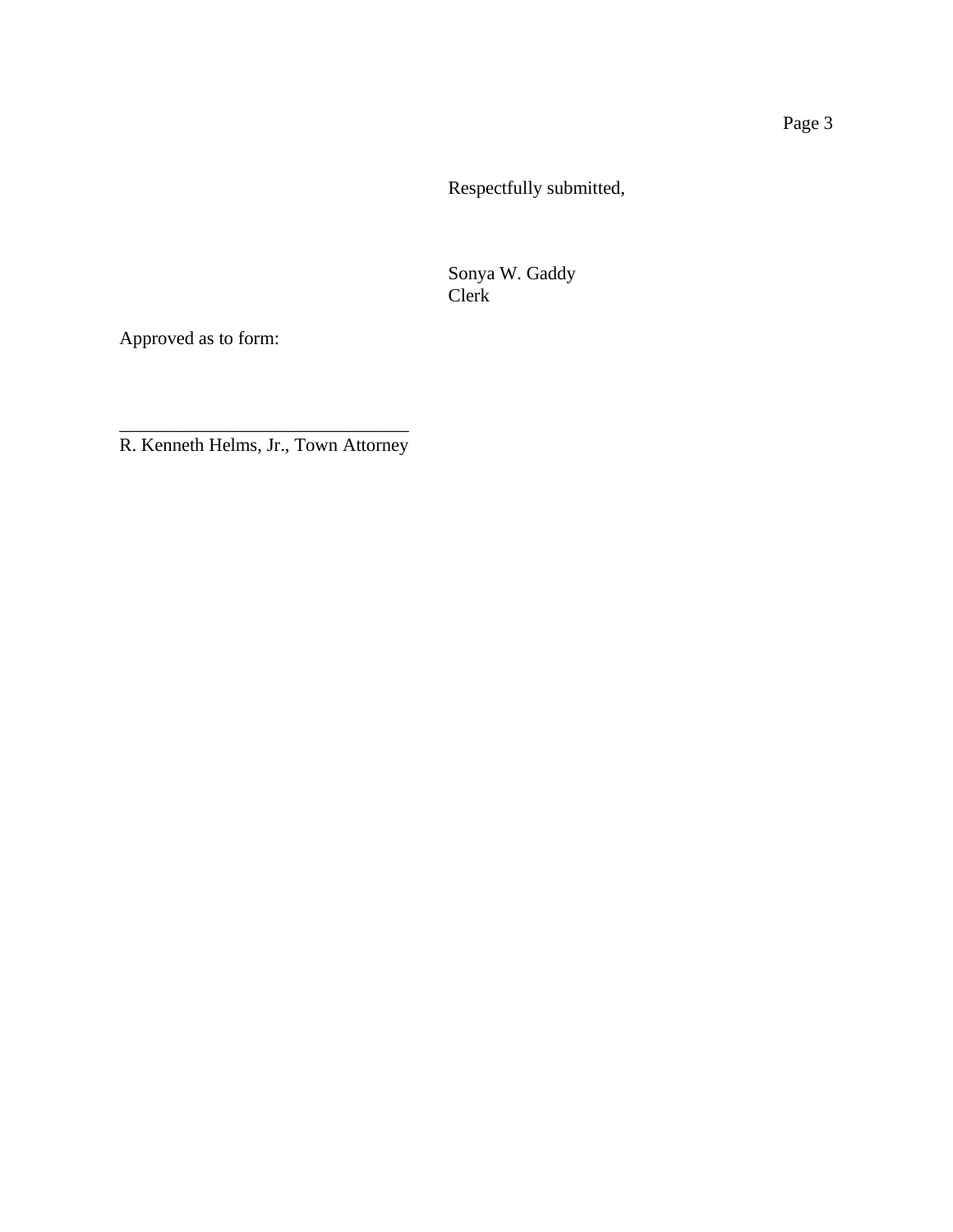Respectfully submitted,

Sonya W. Gaddy
Clerk

Approved as to form:

\_\_\_\_\_\_\_\_\_\_\_\_\_\_\_\_\_\_\_\_\_\_\_\_\_\_\_\_\_\_\_\_
R. Kenneth Helms, Jr., Town Attorney